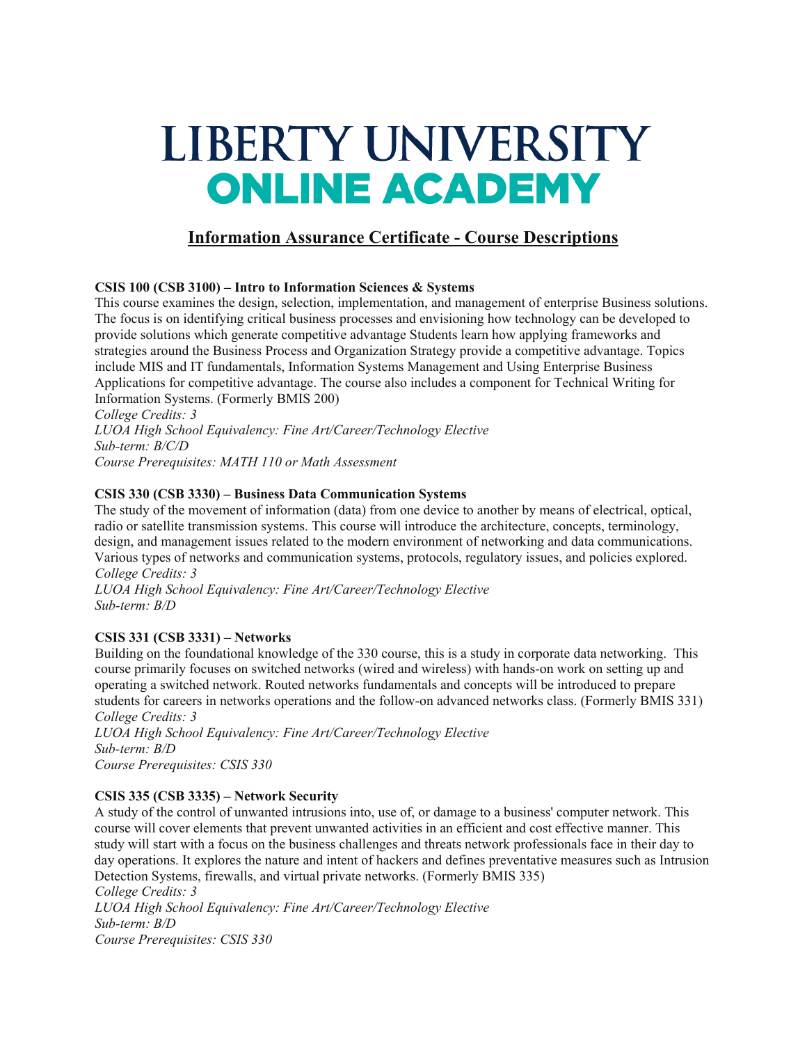# LIBERTY UNIVERSITY
# ONLINE ACADEMY

## Information Assurance Certificate - Course Descriptions

**CSIS 100 (CSB 3100) – Intro to Information Sciences & Systems**
This course examines the design, selection, implementation, and management of enterprise Business solutions. The focus is on identifying critical business processes and envisioning how technology can be developed to provide solutions which generate competitive advantage Students learn how applying frameworks and strategies around the Business Process and Organization Strategy provide a competitive advantage. Topics include MIS and IT fundamentals, Information Systems Management and Using Enterprise Business Applications for competitive advantage. The course also includes a component for Technical Writing for Information Systems. (Formerly BMIS 200)
*College Credits: 3*
*LUOA High School Equivalency: Fine Art/Career/Technology Elective*
*Sub-term: B/C/D*
*Course Prerequisites: MATH 110 or Math Assessment*

**CSIS 330 (CSB 3330) – Business Data Communication Systems**
The study of the movement of information (data) from one device to another by means of electrical, optical, radio or satellite transmission systems. This course will introduce the architecture, concepts, terminology, design, and management issues related to the modern environment of networking and data communications. Various types of networks and communication systems, protocols, regulatory issues, and policies explored.
*College Credits: 3*
*LUOA High School Equivalency: Fine Art/Career/Technology Elective*
*Sub-term: B/D*

**CSIS 331 (CSB 3331) – Networks**
Building on the foundational knowledge of the 330 course, this is a study in corporate data networking. This course primarily focuses on switched networks (wired and wireless) with hands-on work on setting up and operating a switched network. Routed networks fundamentals and concepts will be introduced to prepare students for careers in networks operations and the follow-on advanced networks class. (Formerly BMIS 331)
*College Credits: 3*
*LUOA High School Equivalency: Fine Art/Career/Technology Elective*
*Sub-term: B/D*
*Course Prerequisites: CSIS 330*

**CSIS 335 (CSB 3335) – Network Security**
A study of the control of unwanted intrusions into, use of, or damage to a business' computer network. This course will cover elements that prevent unwanted activities in an efficient and cost effective manner. This study will start with a focus on the business challenges and threats network professionals face in their day to day operations. It explores the nature and intent of hackers and defines preventative measures such as Intrusion Detection Systems, firewalls, and virtual private networks. (Formerly BMIS 335)
*College Credits: 3*
*LUOA High School Equivalency: Fine Art/Career/Technology Elective*
*Sub-term: B/D*
*Course Prerequisites: CSIS 330*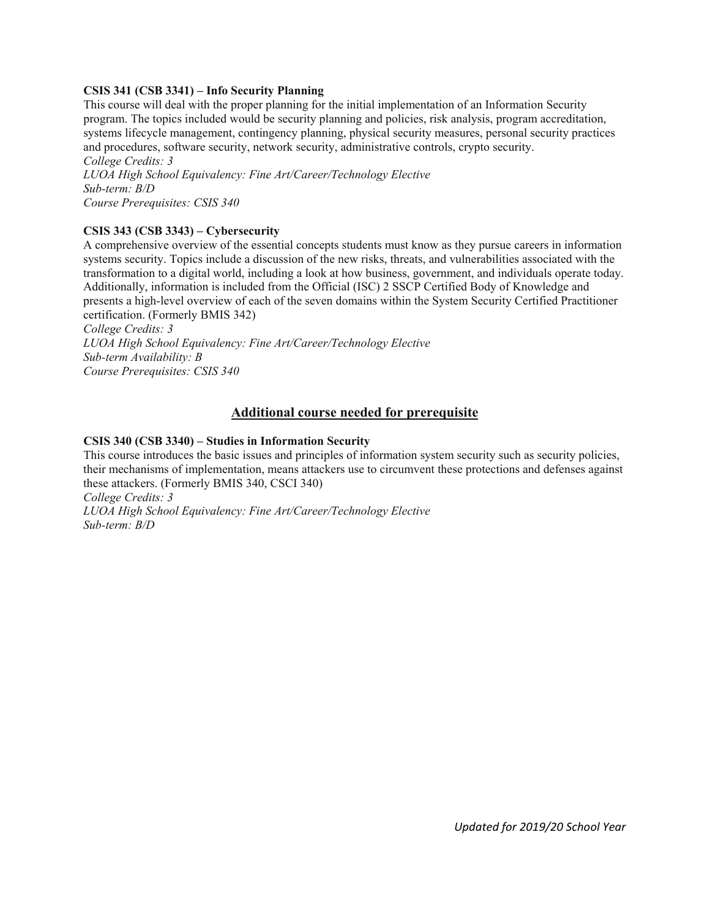**CSIS 341 (CSB 3341) – Info Security Planning**

This course will deal with the proper planning for the initial implementation of an Information Security program. The topics included would be security planning and policies, risk analysis, program accreditation, systems lifecycle management, contingency planning, physical security measures, personal security practices and procedures, software security, network security, administrative controls, crypto security.

*College Credits: 3*
*LUOA High School Equivalency: Fine Art/Career/Technology Elective*
*Sub-term: B/D*
*Course Prerequisites: CSIS 340*

**CSIS 343 (CSB 3343) – Cybersecurity**

A comprehensive overview of the essential concepts students must know as they pursue careers in information systems security. Topics include a discussion of the new risks, threats, and vulnerabilities associated with the transformation to a digital world, including a look at how business, government, and individuals operate today. Additionally, information is included from the Official (ISC) 2 SSCP Certified Body of Knowledge and presents a high-level overview of each of the seven domains within the System Security Certified Practitioner certification. (Formerly BMIS 342)

*College Credits: 3*
*LUOA High School Equivalency: Fine Art/Career/Technology Elective*
*Sub-term Availability: B*
*Course Prerequisites: CSIS 340*

## Additional course needed for prerequisite

**CSIS 340 (CSB 3340) – Studies in Information Security**

This course introduces the basic issues and principles of information system security such as security policies, their mechanisms of implementation, means attackers use to circumvent these protections and defenses against these attackers. (Formerly BMIS 340, CSCI 340)

*College Credits: 3*
*LUOA High School Equivalency: Fine Art/Career/Technology Elective*
*Sub-term: B/D*